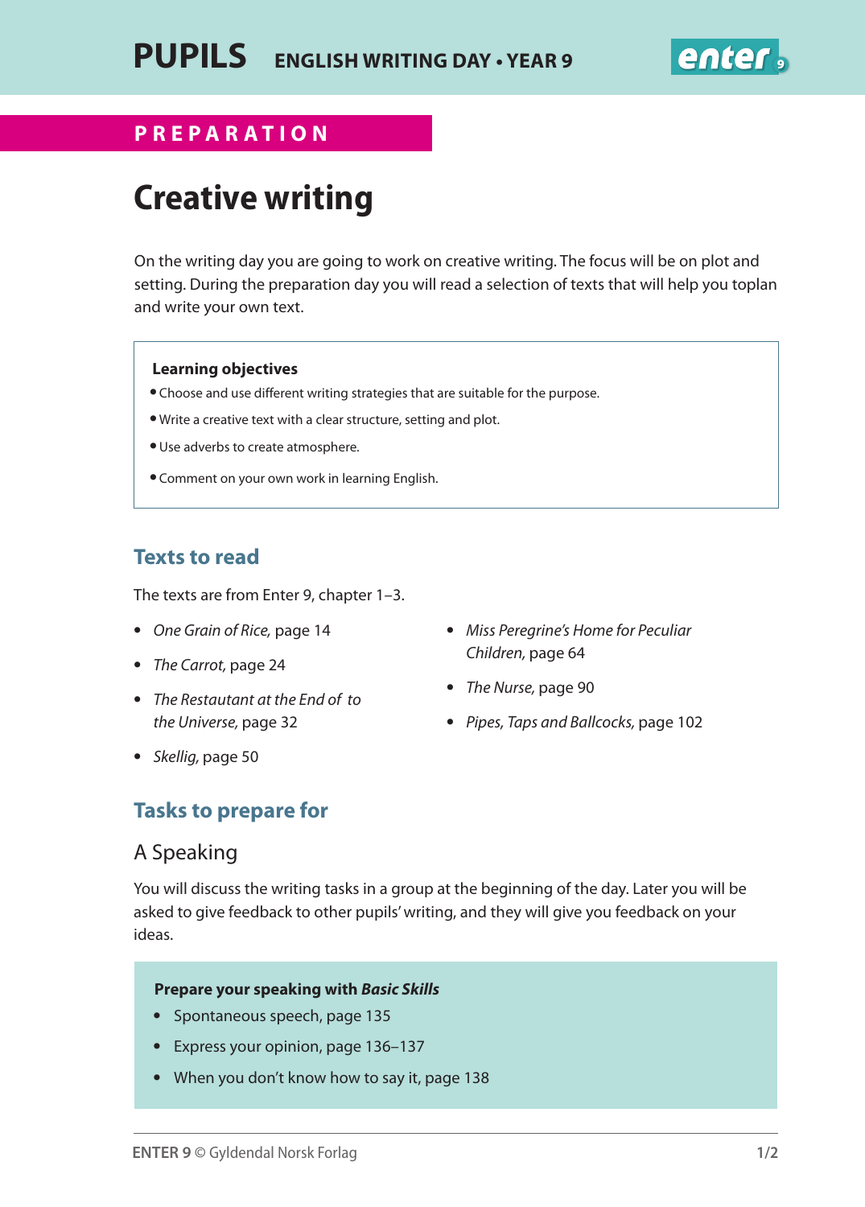**PUPILS** ENGLISH WRITING DAY • YEAR 9

## PREPARATION

# Creative writing

On the writing day you are going to work on creative writing. The focus will be on plot and setting. During the preparation day you will read a selection of texts that will help you toplan and write your own text.

**Learning objectives**

- Choose and use different writing strategies that are suitable for the purpose.
- Write a creative text with a clear structure, setting and plot.
- Use adverbs to create atmosphere.
- Comment on your own work in learning English.

## Texts to read

The texts are from Enter 9, chapter 1–3.

- *One Grain of Rice,* page 14
- *The Carrot,* page 24
- *The Restautant at the End of to the Universe,* page 32
- *Skellig,* page 50
- *Miss Peregrine's Home for Peculiar Children,* page 64
- *The Nurse,* page 90
- *Pipes, Taps and Ballcocks,* page 102

## Tasks to prepare for

### A Speaking

You will discuss the writing tasks in a group at the beginning of the day. Later you will be asked to give feedback to other pupils' writing, and they will give you feedback on your ideas.

**Prepare your speaking with *Basic Skills***

- Spontaneous speech, page 135
- Express your opinion, page 136–137
- When you don't know how to say it, page 138

ENTER 9 © Gyldendal Norsk Forlag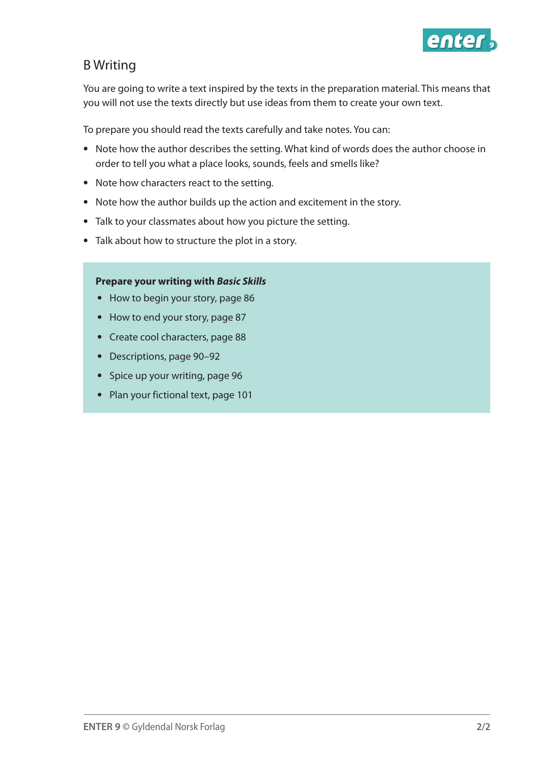## B Writing

You are going to write a text inspired by the texts in the preparation material. This means that you will not use the texts directly but use ideas from them to create your own text.

To prepare you should read the texts carefully and take notes. You can:

- Note how the author describes the setting. What kind of words does the author choose in order to tell you what a place looks, sounds, feels and smells like?
- Note how characters react to the setting.
- Note how the author builds up the action and excitement in the story.
- Talk to your classmates about how you picture the setting.
- Talk about how to structure the plot in a story.

**Prepare your writing with *Basic Skills***

- How to begin your story, page 86
- How to end your story, page 87
- Create cool characters, page 88
- Descriptions, page 90–92
- Spice up your writing, page 96
- Plan your fictional text, page 101